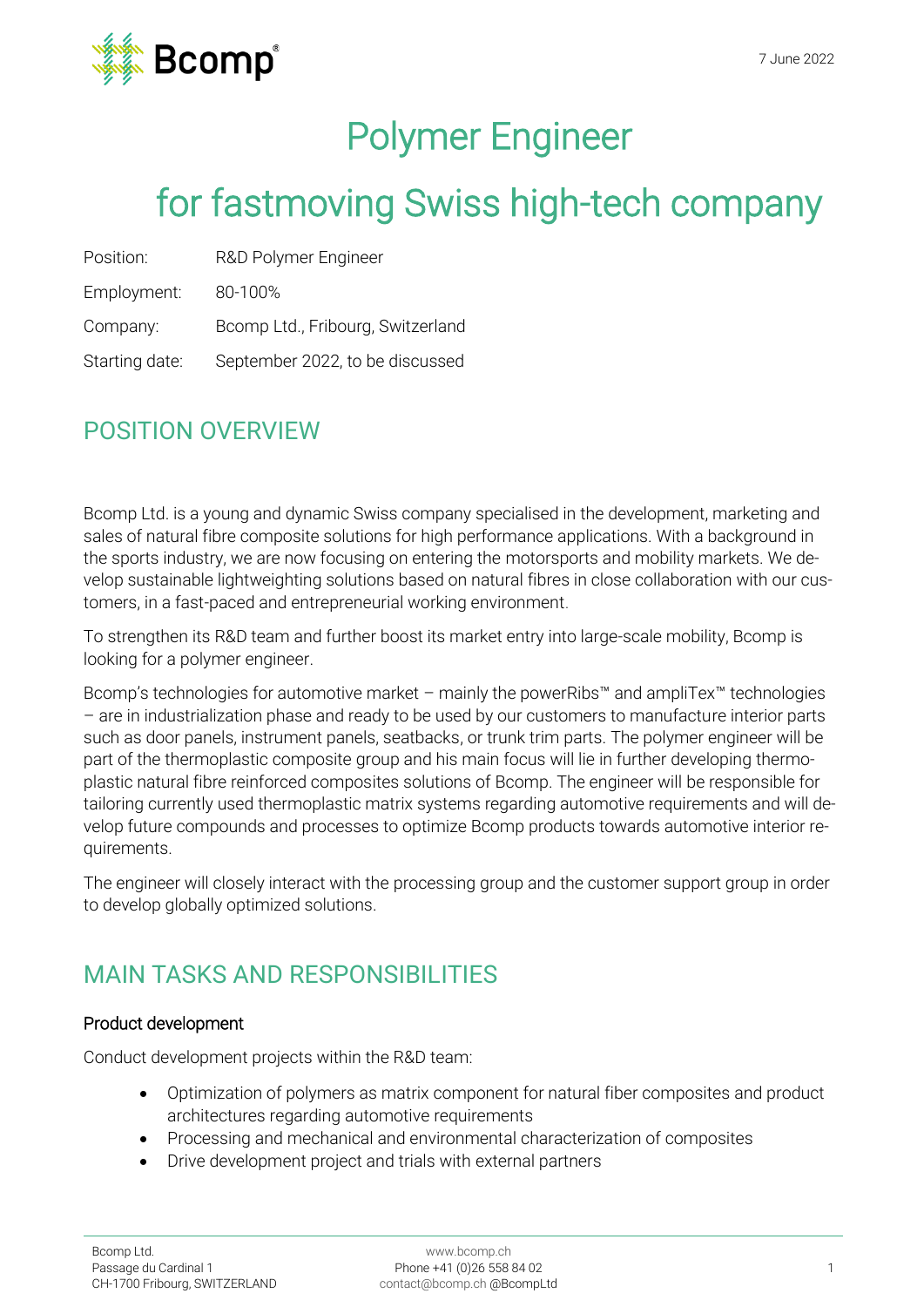7 June 2022

# Polymer Engineer

# for fastmoving Swiss high-tech company

| | |
|---|---|
| Position: | R&D Polymer Engineer |
| Employment: | 80-100% |
| Company: | Bcomp Ltd., Fribourg, Switzerland |
| Starting date: | September 2022, to be discussed |

## POSITION OVERVIEW

Bcomp Ltd. is a young and dynamic Swiss company specialised in the development, marketing and sales of natural fibre composite solutions for high performance applications. With a background in the sports industry, we are now focusing on entering the motorsports and mobility markets. We develop sustainable lightweighting solutions based on natural fibres in close collaboration with our customers, in a fast-paced and entrepreneurial working environment.

To strengthen its R&D team and further boost its market entry into large-scale mobility, Bcomp is looking for a polymer engineer.

Bcomp's technologies for automotive market – mainly the powerRibs™ and ampliTex™ technologies – are in industrialization phase and ready to be used by our customers to manufacture interior parts such as door panels, instrument panels, seatbacks, or trunk trim parts. The polymer engineer will be part of the thermoplastic composite group and his main focus will lie in further developing thermoplastic natural fibre reinforced composites solutions of Bcomp. The engineer will be responsible for tailoring currently used thermoplastic matrix systems regarding automotive requirements and will develop future compounds and processes to optimize Bcomp products towards automotive interior requirements.

The engineer will closely interact with the processing group and the customer support group in order to develop globally optimized solutions.

## MAIN TASKS AND RESPONSIBILITIES

### Product development

Conduct development projects within the R&D team:

- Optimization of polymers as matrix component for natural fiber composites and product architectures regarding automotive requirements
- Processing and mechanical and environmental characterization of composites
- Drive development project and trials with external partners

Bcomp Ltd.
Passage du Cardinal 1
CH-1700 Fribourg, SWITZERLAND

www.bcomp.ch
Phone +41 (0)26 558 84 02
contact@bcomp.ch @BcompLtd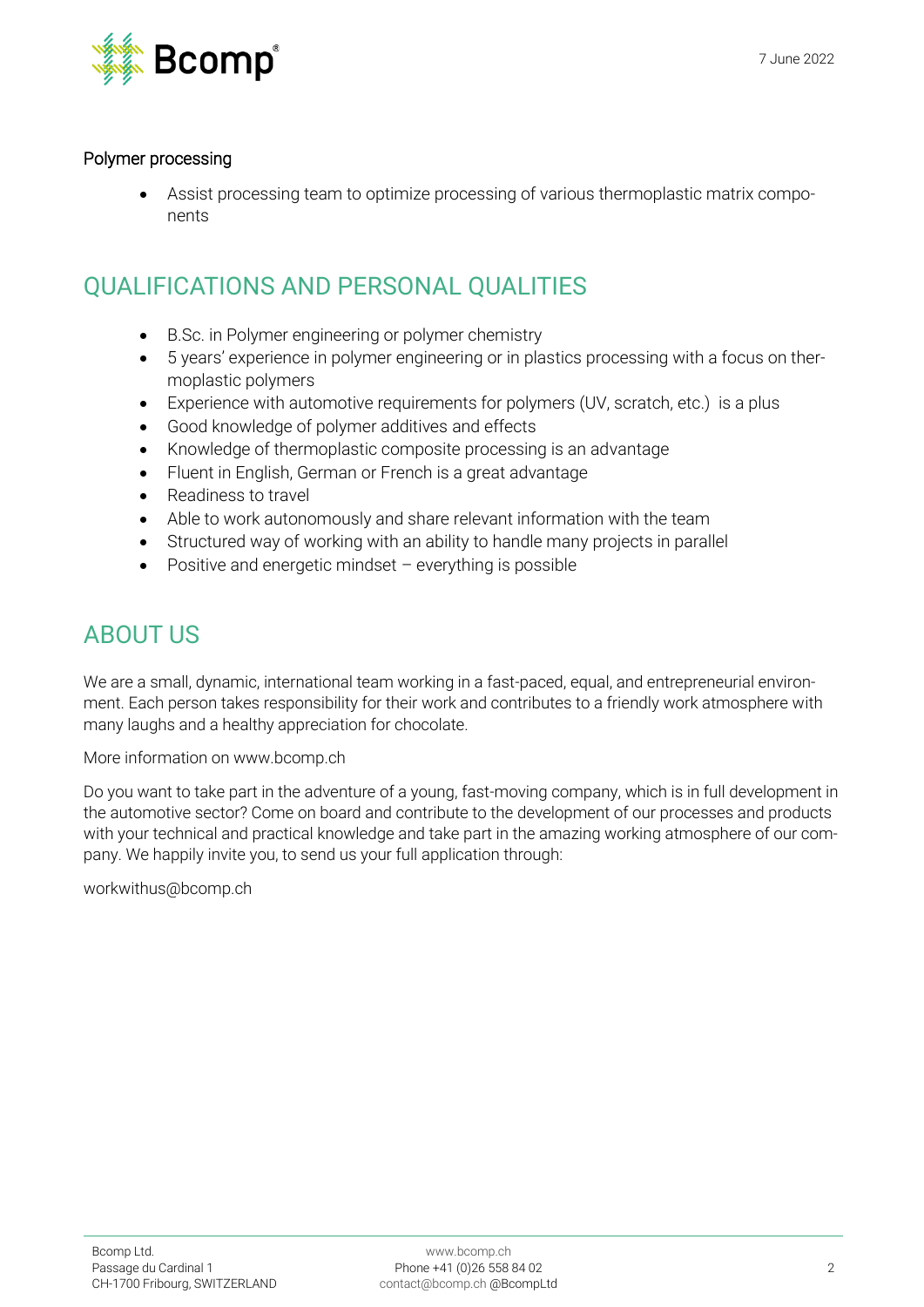### Polymer processing

- Assist processing team to optimize processing of various thermoplastic matrix components

## QUALIFICATIONS AND PERSONAL QUALITIES

- B.Sc. in Polymer engineering or polymer chemistry
- 5 years' experience in polymer engineering or in plastics processing with a focus on thermoplastic polymers
- Experience with automotive requirements for polymers (UV, scratch, etc.) is a plus
- Good knowledge of polymer additives and effects
- Knowledge of thermoplastic composite processing is an advantage
- Fluent in English, German or French is a great advantage
- Readiness to travel
- Able to work autonomously and share relevant information with the team
- Structured way of working with an ability to handle many projects in parallel
- Positive and energetic mindset – everything is possible

## ABOUT US

We are a small, dynamic, international team working in a fast-paced, equal, and entrepreneurial environment. Each person takes responsibility for their work and contributes to a friendly work atmosphere with many laughs and a healthy appreciation for chocolate.

More information on www.bcomp.ch

Do you want to take part in the adventure of a young, fast-moving company, which is in full development in the automotive sector? Come on board and contribute to the development of our processes and products with your technical and practical knowledge and take part in the amazing working atmosphere of our company. We happily invite you, to send us your full application through:

workwithus@bcomp.ch